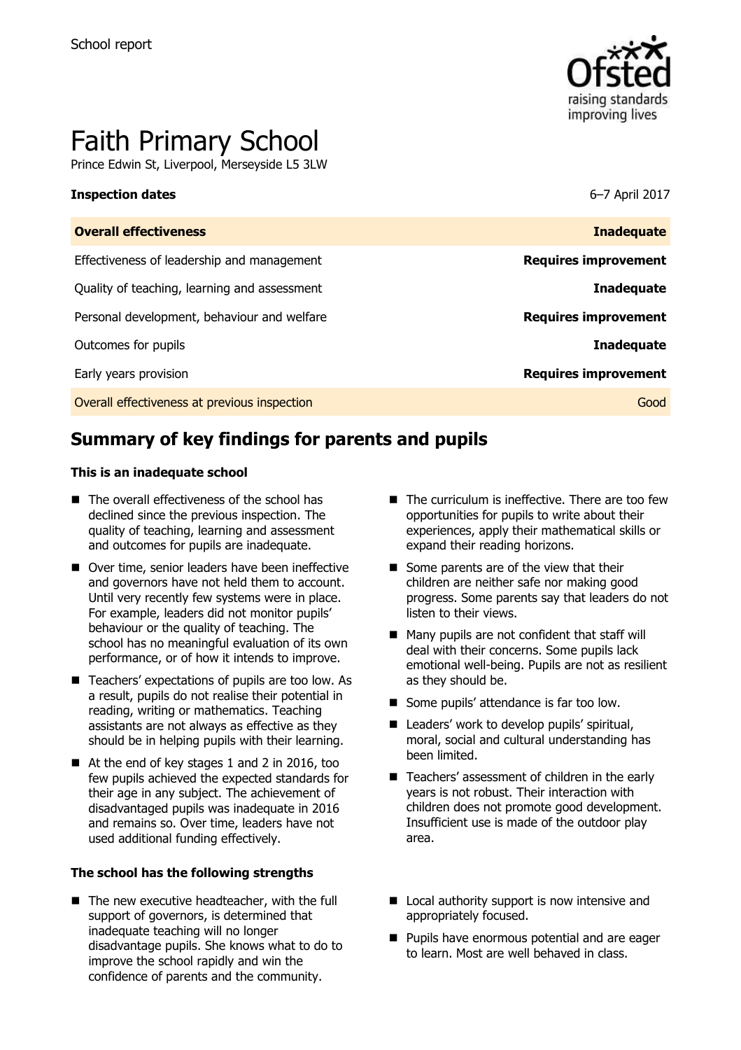School report

# Faith Primary School

Prince Edwin St, Liverpool, Merseyside L5 3LW

| **Inspection dates** | 6–7 April 2017 |
| --- | --- |
| **Overall effectiveness** | **Inadequate** |
| Effectiveness of leadership and management | **Requires improvement** |
| Quality of teaching, learning and assessment | **Inadequate** |
| Personal development, behaviour and welfare | **Requires improvement** |
| Outcomes for pupils | **Inadequate** |
| Early years provision | **Requires improvement** |
| Overall effectiveness at previous inspection | Good |

## Summary of key findings for parents and pupils

**This is an inadequate school**

- The overall effectiveness of the school has declined since the previous inspection. The quality of teaching, learning and assessment and outcomes for pupils are inadequate.
- Over time, senior leaders have been ineffective and governors have not held them to account. Until very recently few systems were in place. For example, leaders did not monitor pupils' behaviour or the quality of teaching. The school has no meaningful evaluation of its own performance, or of how it intends to improve.
- Teachers' expectations of pupils are too low. As a result, pupils do not realise their potential in reading, writing or mathematics. Teaching assistants are not always as effective as they should be in helping pupils with their learning.
- At the end of key stages 1 and 2 in 2016, too few pupils achieved the expected standards for their age in any subject. The achievement of disadvantaged pupils was inadequate in 2016 and remains so. Over time, leaders have not used additional funding effectively.
- The curriculum is ineffective. There are too few opportunities for pupils to write about their experiences, apply their mathematical skills or expand their reading horizons.
- Some parents are of the view that their children are neither safe nor making good progress. Some parents say that leaders do not listen to their views.
- Many pupils are not confident that staff will deal with their concerns. Some pupils lack emotional well-being. Pupils are not as resilient as they should be.
- Some pupils' attendance is far too low.
- Leaders' work to develop pupils' spiritual, moral, social and cultural understanding has been limited.
- Teachers' assessment of children in the early years is not robust. Their interaction with children does not promote good development. Insufficient use is made of the outdoor play area.

**The school has the following strengths**

- The new executive headteacher, with the full support of governors, is determined that inadequate teaching will no longer disadvantage pupils. She knows what to do to improve the school rapidly and win the confidence of parents and the community.
- Local authority support is now intensive and appropriately focused.
- Pupils have enormous potential and are eager to learn. Most are well behaved in class.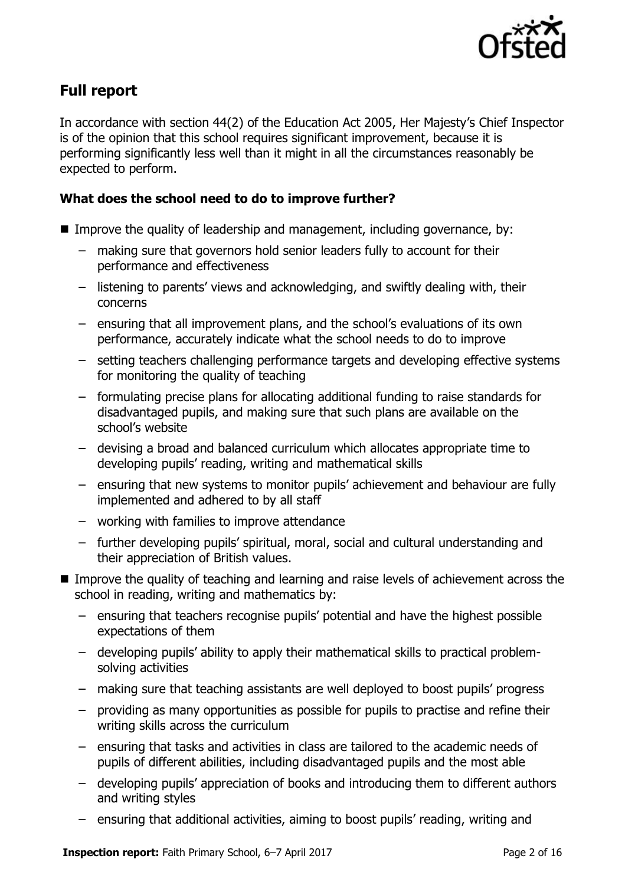## Full report

In accordance with section 44(2) of the Education Act 2005, Her Majesty's Chief Inspector is of the opinion that this school requires significant improvement, because it is performing significantly less well than it might in all the circumstances reasonably be expected to perform.

### What does the school need to do to improve further?

- Improve the quality of leadership and management, including governance, by:
  - making sure that governors hold senior leaders fully to account for their performance and effectiveness
  - listening to parents' views and acknowledging, and swiftly dealing with, their concerns
  - ensuring that all improvement plans, and the school's evaluations of its own performance, accurately indicate what the school needs to do to improve
  - setting teachers challenging performance targets and developing effective systems for monitoring the quality of teaching
  - formulating precise plans for allocating additional funding to raise standards for disadvantaged pupils, and making sure that such plans are available on the school's website
  - devising a broad and balanced curriculum which allocates appropriate time to developing pupils' reading, writing and mathematical skills
  - ensuring that new systems to monitor pupils' achievement and behaviour are fully implemented and adhered to by all staff
  - working with families to improve attendance
  - further developing pupils' spiritual, moral, social and cultural understanding and their appreciation of British values.
- Improve the quality of teaching and learning and raise levels of achievement across the school in reading, writing and mathematics by:
  - ensuring that teachers recognise pupils' potential and have the highest possible expectations of them
  - developing pupils' ability to apply their mathematical skills to practical problem-solving activities
  - making sure that teaching assistants are well deployed to boost pupils' progress
  - providing as many opportunities as possible for pupils to practise and refine their writing skills across the curriculum
  - ensuring that tasks and activities in class are tailored to the academic needs of pupils of different abilities, including disadvantaged pupils and the most able
  - developing pupils' appreciation of books and introducing them to different authors and writing styles
  - ensuring that additional activities, aiming to boost pupils' reading, writing and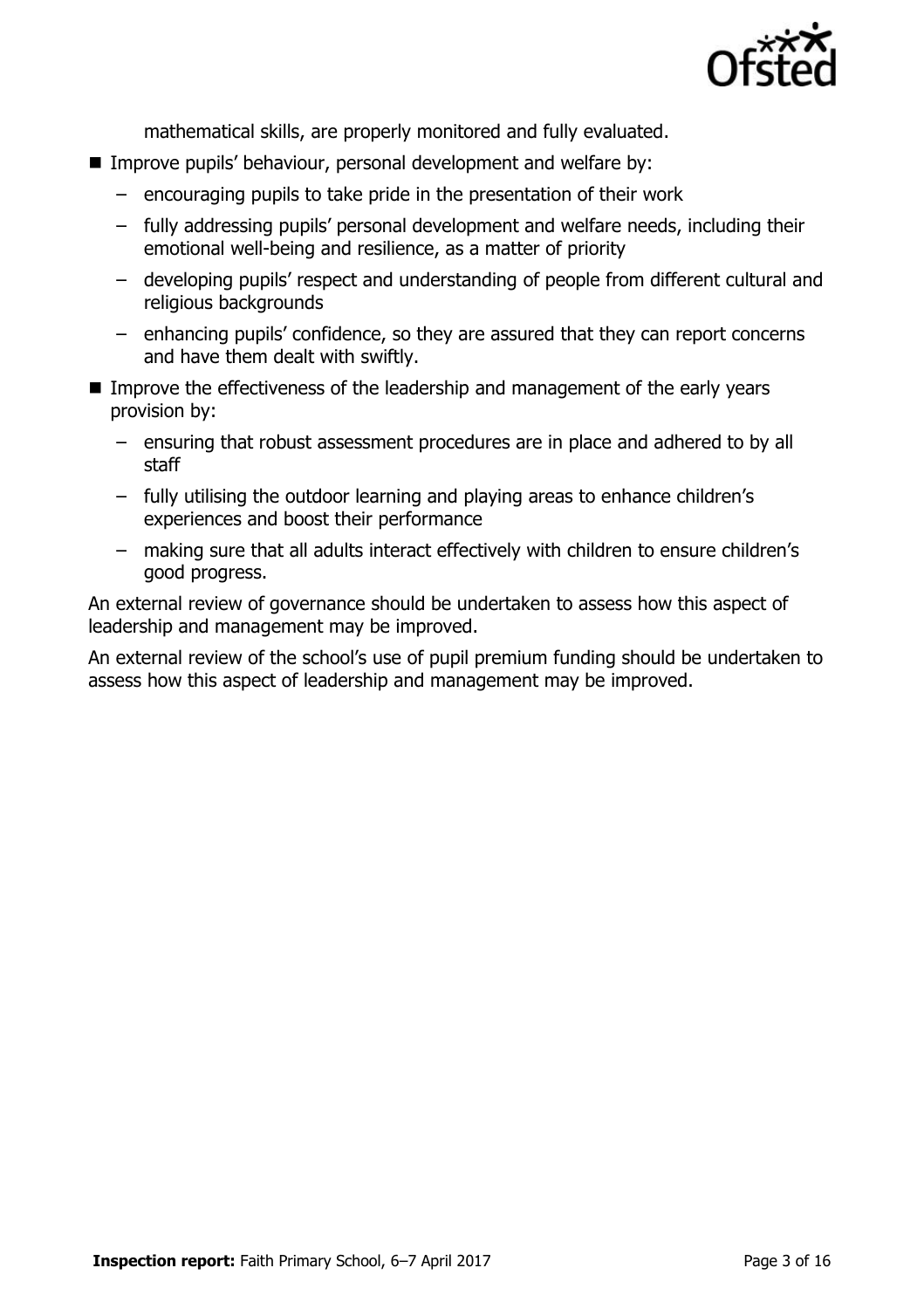mathematical skills, are properly monitored and fully evaluated.

- Improve pupils' behaviour, personal development and welfare by:
  - encouraging pupils to take pride in the presentation of their work
  - fully addressing pupils' personal development and welfare needs, including their emotional well-being and resilience, as a matter of priority
  - developing pupils' respect and understanding of people from different cultural and religious backgrounds
  - enhancing pupils' confidence, so they are assured that they can report concerns and have them dealt with swiftly.
- Improve the effectiveness of the leadership and management of the early years provision by:
  - ensuring that robust assessment procedures are in place and adhered to by all staff
  - fully utilising the outdoor learning and playing areas to enhance children's experiences and boost their performance
  - making sure that all adults interact effectively with children to ensure children's good progress.

An external review of governance should be undertaken to assess how this aspect of leadership and management may be improved.

An external review of the school's use of pupil premium funding should be undertaken to assess how this aspect of leadership and management may be improved.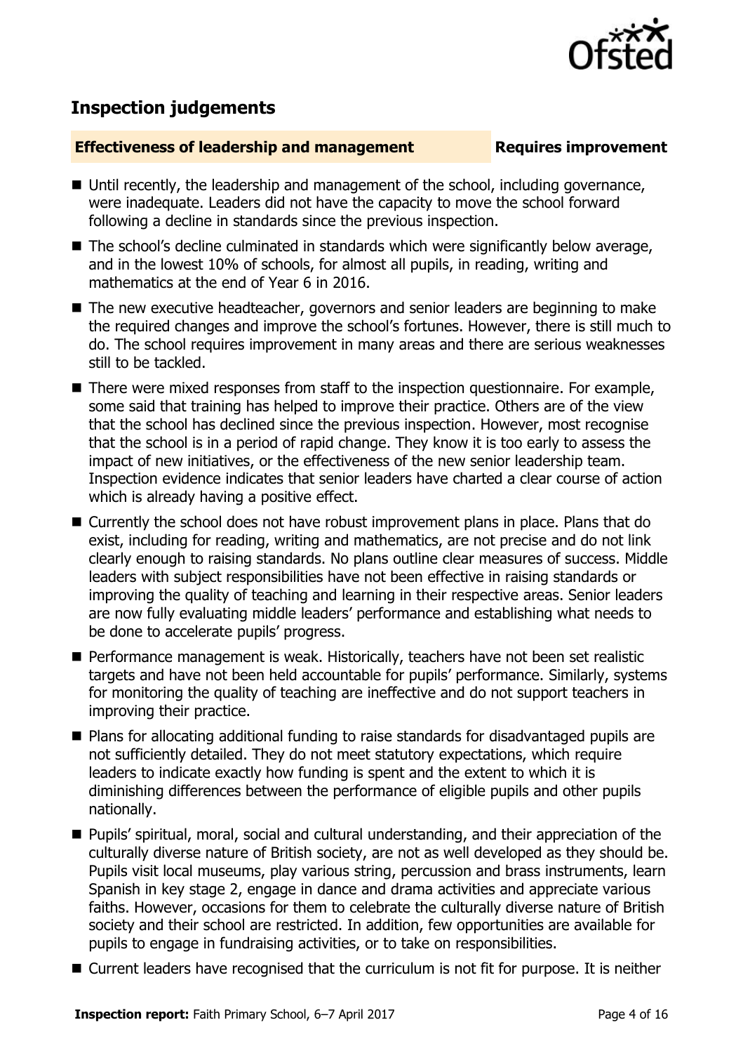## Inspection judgements

**Effectiveness of leadership and management** **Requires improvement**

- Until recently, the leadership and management of the school, including governance, were inadequate. Leaders did not have the capacity to move the school forward following a decline in standards since the previous inspection.
- The school's decline culminated in standards which were significantly below average, and in the lowest 10% of schools, for almost all pupils, in reading, writing and mathematics at the end of Year 6 in 2016.
- The new executive headteacher, governors and senior leaders are beginning to make the required changes and improve the school's fortunes. However, there is still much to do. The school requires improvement in many areas and there are serious weaknesses still to be tackled.
- There were mixed responses from staff to the inspection questionnaire. For example, some said that training has helped to improve their practice. Others are of the view that the school has declined since the previous inspection. However, most recognise that the school is in a period of rapid change. They know it is too early to assess the impact of new initiatives, or the effectiveness of the new senior leadership team. Inspection evidence indicates that senior leaders have charted a clear course of action which is already having a positive effect.
- Currently the school does not have robust improvement plans in place. Plans that do exist, including for reading, writing and mathematics, are not precise and do not link clearly enough to raising standards. No plans outline clear measures of success. Middle leaders with subject responsibilities have not been effective in raising standards or improving the quality of teaching and learning in their respective areas. Senior leaders are now fully evaluating middle leaders' performance and establishing what needs to be done to accelerate pupils' progress.
- Performance management is weak. Historically, teachers have not been set realistic targets and have not been held accountable for pupils' performance. Similarly, systems for monitoring the quality of teaching are ineffective and do not support teachers in improving their practice.
- Plans for allocating additional funding to raise standards for disadvantaged pupils are not sufficiently detailed. They do not meet statutory expectations, which require leaders to indicate exactly how funding is spent and the extent to which it is diminishing differences between the performance of eligible pupils and other pupils nationally.
- Pupils' spiritual, moral, social and cultural understanding, and their appreciation of the culturally diverse nature of British society, are not as well developed as they should be. Pupils visit local museums, play various string, percussion and brass instruments, learn Spanish in key stage 2, engage in dance and drama activities and appreciate various faiths. However, occasions for them to celebrate the culturally diverse nature of British society and their school are restricted. In addition, few opportunities are available for pupils to engage in fundraising activities, or to take on responsibilities.
- Current leaders have recognised that the curriculum is not fit for purpose. It is neither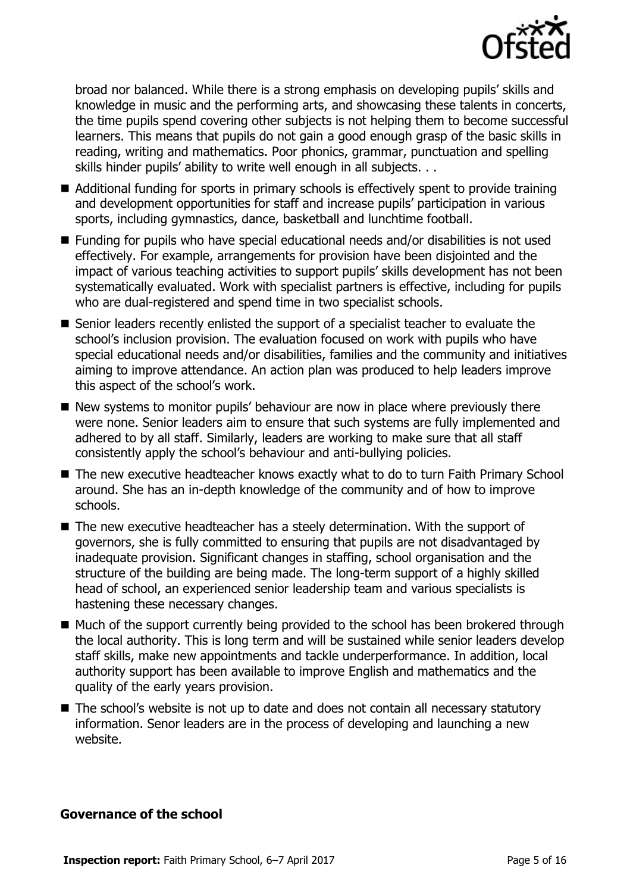broad nor balanced. While there is a strong emphasis on developing pupils' skills and knowledge in music and the performing arts, and showcasing these talents in concerts, the time pupils spend covering other subjects is not helping them to become successful learners. This means that pupils do not gain a good enough grasp of the basic skills in reading, writing and mathematics. Poor phonics, grammar, punctuation and spelling skills hinder pupils' ability to write well enough in all subjects. . .

- Additional funding for sports in primary schools is effectively spent to provide training and development opportunities for staff and increase pupils' participation in various sports, including gymnastics, dance, basketball and lunchtime football.
- Funding for pupils who have special educational needs and/or disabilities is not used effectively. For example, arrangements for provision have been disjointed and the impact of various teaching activities to support pupils' skills development has not been systematically evaluated. Work with specialist partners is effective, including for pupils who are dual-registered and spend time in two specialist schools.
- Senior leaders recently enlisted the support of a specialist teacher to evaluate the school's inclusion provision. The evaluation focused on work with pupils who have special educational needs and/or disabilities, families and the community and initiatives aiming to improve attendance. An action plan was produced to help leaders improve this aspect of the school's work.
- New systems to monitor pupils' behaviour are now in place where previously there were none. Senior leaders aim to ensure that such systems are fully implemented and adhered to by all staff. Similarly, leaders are working to make sure that all staff consistently apply the school's behaviour and anti-bullying policies.
- The new executive headteacher knows exactly what to do to turn Faith Primary School around. She has an in-depth knowledge of the community and of how to improve schools.
- The new executive headteacher has a steely determination. With the support of governors, she is fully committed to ensuring that pupils are not disadvantaged by inadequate provision. Significant changes in staffing, school organisation and the structure of the building are being made. The long-term support of a highly skilled head of school, an experienced senior leadership team and various specialists is hastening these necessary changes.
- Much of the support currently being provided to the school has been brokered through the local authority. This is long term and will be sustained while senior leaders develop staff skills, make new appointments and tackle underperformance. In addition, local authority support has been available to improve English and mathematics and the quality of the early years provision.
- The school's website is not up to date and does not contain all necessary statutory information. Senor leaders are in the process of developing and launching a new website.

### Governance of the school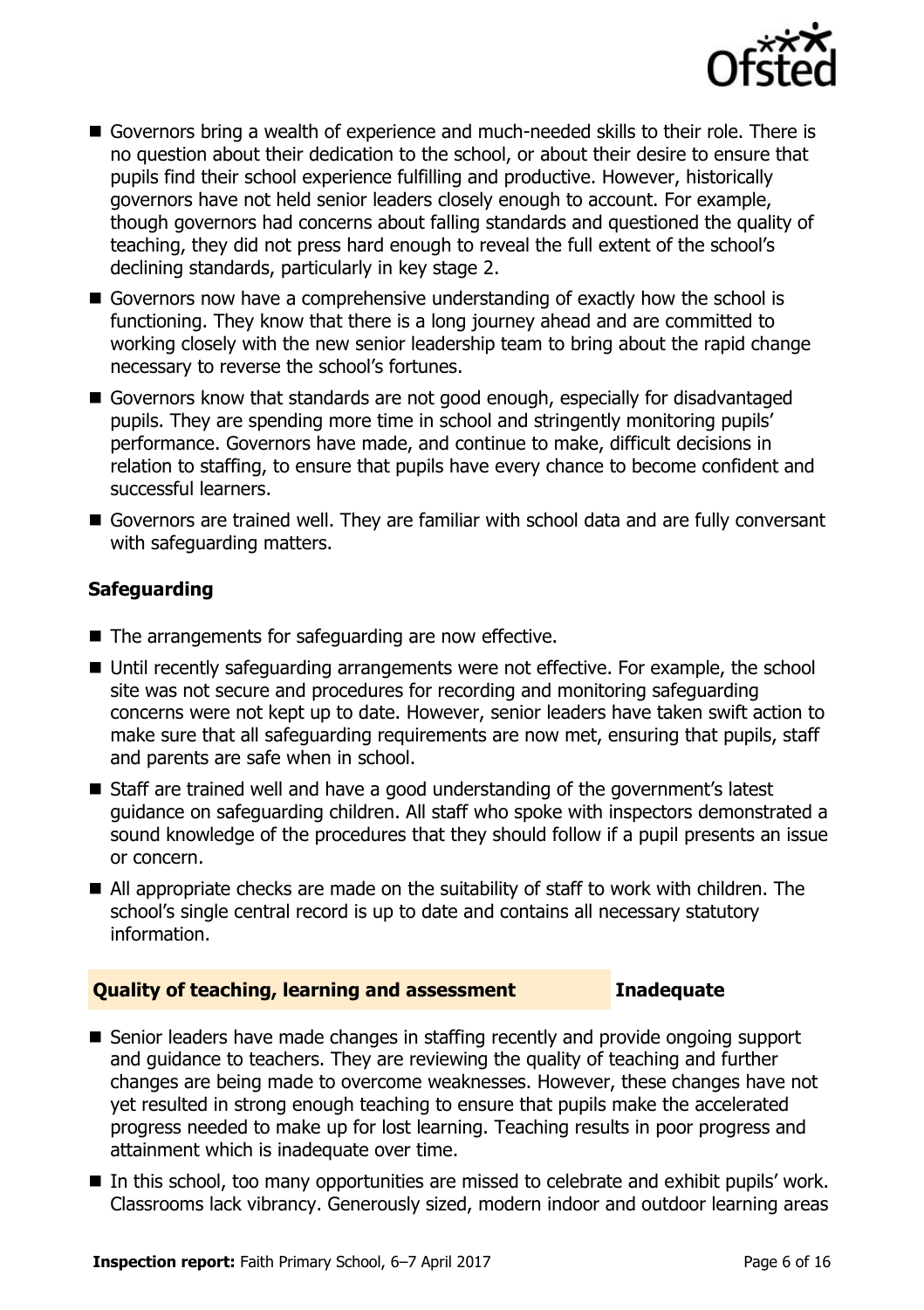- Governors bring a wealth of experience and much-needed skills to their role. There is no question about their dedication to the school, or about their desire to ensure that pupils find their school experience fulfilling and productive. However, historically governors have not held senior leaders closely enough to account. For example, though governors had concerns about falling standards and questioned the quality of teaching, they did not press hard enough to reveal the full extent of the school's declining standards, particularly in key stage 2.
- Governors now have a comprehensive understanding of exactly how the school is functioning. They know that there is a long journey ahead and are committed to working closely with the new senior leadership team to bring about the rapid change necessary to reverse the school's fortunes.
- Governors know that standards are not good enough, especially for disadvantaged pupils. They are spending more time in school and stringently monitoring pupils' performance. Governors have made, and continue to make, difficult decisions in relation to staffing, to ensure that pupils have every chance to become confident and successful learners.
- Governors are trained well. They are familiar with school data and are fully conversant with safeguarding matters.

### Safeguarding

- The arrangements for safeguarding are now effective.
- Until recently safeguarding arrangements were not effective. For example, the school site was not secure and procedures for recording and monitoring safeguarding concerns were not kept up to date. However, senior leaders have taken swift action to make sure that all safeguarding requirements are now met, ensuring that pupils, staff and parents are safe when in school.
- Staff are trained well and have a good understanding of the government's latest guidance on safeguarding children. All staff who spoke with inspectors demonstrated a sound knowledge of the procedures that they should follow if a pupil presents an issue or concern.
- All appropriate checks are made on the suitability of staff to work with children. The school's single central record is up to date and contains all necessary statutory information.

## Quality of teaching, learning and assessment — Inadequate

- Senior leaders have made changes in staffing recently and provide ongoing support and guidance to teachers. They are reviewing the quality of teaching and further changes are being made to overcome weaknesses. However, these changes have not yet resulted in strong enough teaching to ensure that pupils make the accelerated progress needed to make up for lost learning. Teaching results in poor progress and attainment which is inadequate over time.
- In this school, too many opportunities are missed to celebrate and exhibit pupils' work. Classrooms lack vibrancy. Generously sized, modern indoor and outdoor learning areas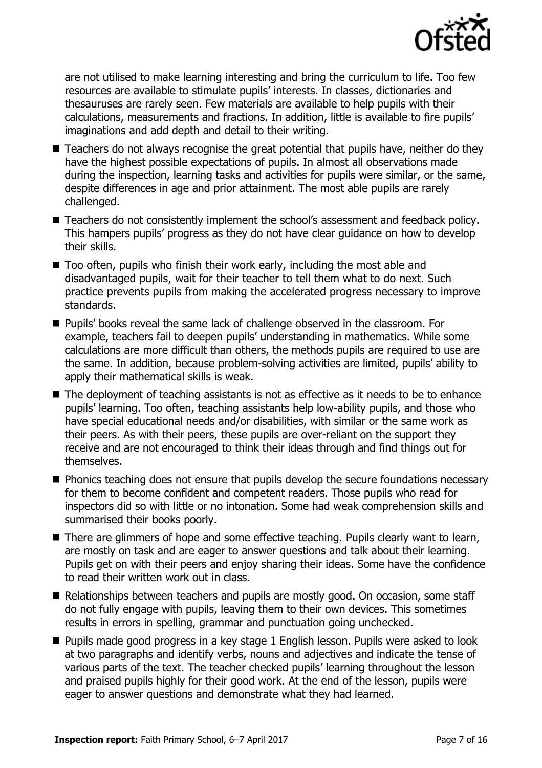are not utilised to make learning interesting and bring the curriculum to life. Too few resources are available to stimulate pupils' interests. In classes, dictionaries and thesauruses are rarely seen. Few materials are available to help pupils with their calculations, measurements and fractions. In addition, little is available to fire pupils' imaginations and add depth and detail to their writing.

- Teachers do not always recognise the great potential that pupils have, neither do they have the highest possible expectations of pupils. In almost all observations made during the inspection, learning tasks and activities for pupils were similar, or the same, despite differences in age and prior attainment. The most able pupils are rarely challenged.
- Teachers do not consistently implement the school's assessment and feedback policy. This hampers pupils' progress as they do not have clear guidance on how to develop their skills.
- Too often, pupils who finish their work early, including the most able and disadvantaged pupils, wait for their teacher to tell them what to do next. Such practice prevents pupils from making the accelerated progress necessary to improve standards.
- Pupils' books reveal the same lack of challenge observed in the classroom. For example, teachers fail to deepen pupils' understanding in mathematics. While some calculations are more difficult than others, the methods pupils are required to use are the same. In addition, because problem-solving activities are limited, pupils' ability to apply their mathematical skills is weak.
- The deployment of teaching assistants is not as effective as it needs to be to enhance pupils' learning. Too often, teaching assistants help low-ability pupils, and those who have special educational needs and/or disabilities, with similar or the same work as their peers. As with their peers, these pupils are over-reliant on the support they receive and are not encouraged to think their ideas through and find things out for themselves.
- Phonics teaching does not ensure that pupils develop the secure foundations necessary for them to become confident and competent readers. Those pupils who read for inspectors did so with little or no intonation. Some had weak comprehension skills and summarised their books poorly.
- There are glimmers of hope and some effective teaching. Pupils clearly want to learn, are mostly on task and are eager to answer questions and talk about their learning. Pupils get on with their peers and enjoy sharing their ideas. Some have the confidence to read their written work out in class.
- Relationships between teachers and pupils are mostly good. On occasion, some staff do not fully engage with pupils, leaving them to their own devices. This sometimes results in errors in spelling, grammar and punctuation going unchecked.
- Pupils made good progress in a key stage 1 English lesson. Pupils were asked to look at two paragraphs and identify verbs, nouns and adjectives and indicate the tense of various parts of the text. The teacher checked pupils' learning throughout the lesson and praised pupils highly for their good work. At the end of the lesson, pupils were eager to answer questions and demonstrate what they had learned.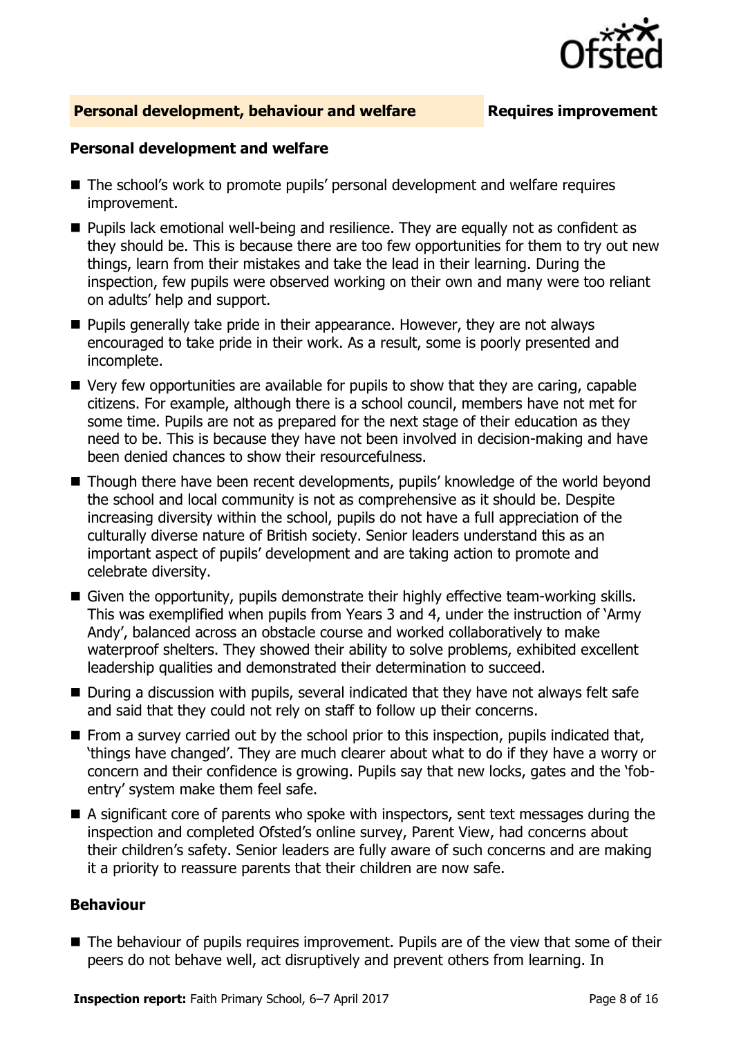## Personal development, behaviour and welfare — Requires improvement

### Personal development and welfare

- The school's work to promote pupils' personal development and welfare requires improvement.
- Pupils lack emotional well-being and resilience. They are equally not as confident as they should be. This is because there are too few opportunities for them to try out new things, learn from their mistakes and take the lead in their learning. During the inspection, few pupils were observed working on their own and many were too reliant on adults' help and support.
- Pupils generally take pride in their appearance. However, they are not always encouraged to take pride in their work. As a result, some is poorly presented and incomplete.
- Very few opportunities are available for pupils to show that they are caring, capable citizens. For example, although there is a school council, members have not met for some time. Pupils are not as prepared for the next stage of their education as they need to be. This is because they have not been involved in decision-making and have been denied chances to show their resourcefulness.
- Though there have been recent developments, pupils' knowledge of the world beyond the school and local community is not as comprehensive as it should be. Despite increasing diversity within the school, pupils do not have a full appreciation of the culturally diverse nature of British society. Senior leaders understand this as an important aspect of pupils' development and are taking action to promote and celebrate diversity.
- Given the opportunity, pupils demonstrate their highly effective team-working skills. This was exemplified when pupils from Years 3 and 4, under the instruction of 'Army Andy', balanced across an obstacle course and worked collaboratively to make waterproof shelters. They showed their ability to solve problems, exhibited excellent leadership qualities and demonstrated their determination to succeed.
- During a discussion with pupils, several indicated that they have not always felt safe and said that they could not rely on staff to follow up their concerns.
- From a survey carried out by the school prior to this inspection, pupils indicated that, 'things have changed'. They are much clearer about what to do if they have a worry or concern and their confidence is growing. Pupils say that new locks, gates and the 'fob-entry' system make them feel safe.
- A significant core of parents who spoke with inspectors, sent text messages during the inspection and completed Ofsted's online survey, Parent View, had concerns about their children's safety. Senior leaders are fully aware of such concerns and are making it a priority to reassure parents that their children are now safe.

### Behaviour

- The behaviour of pupils requires improvement. Pupils are of the view that some of their peers do not behave well, act disruptively and prevent others from learning. In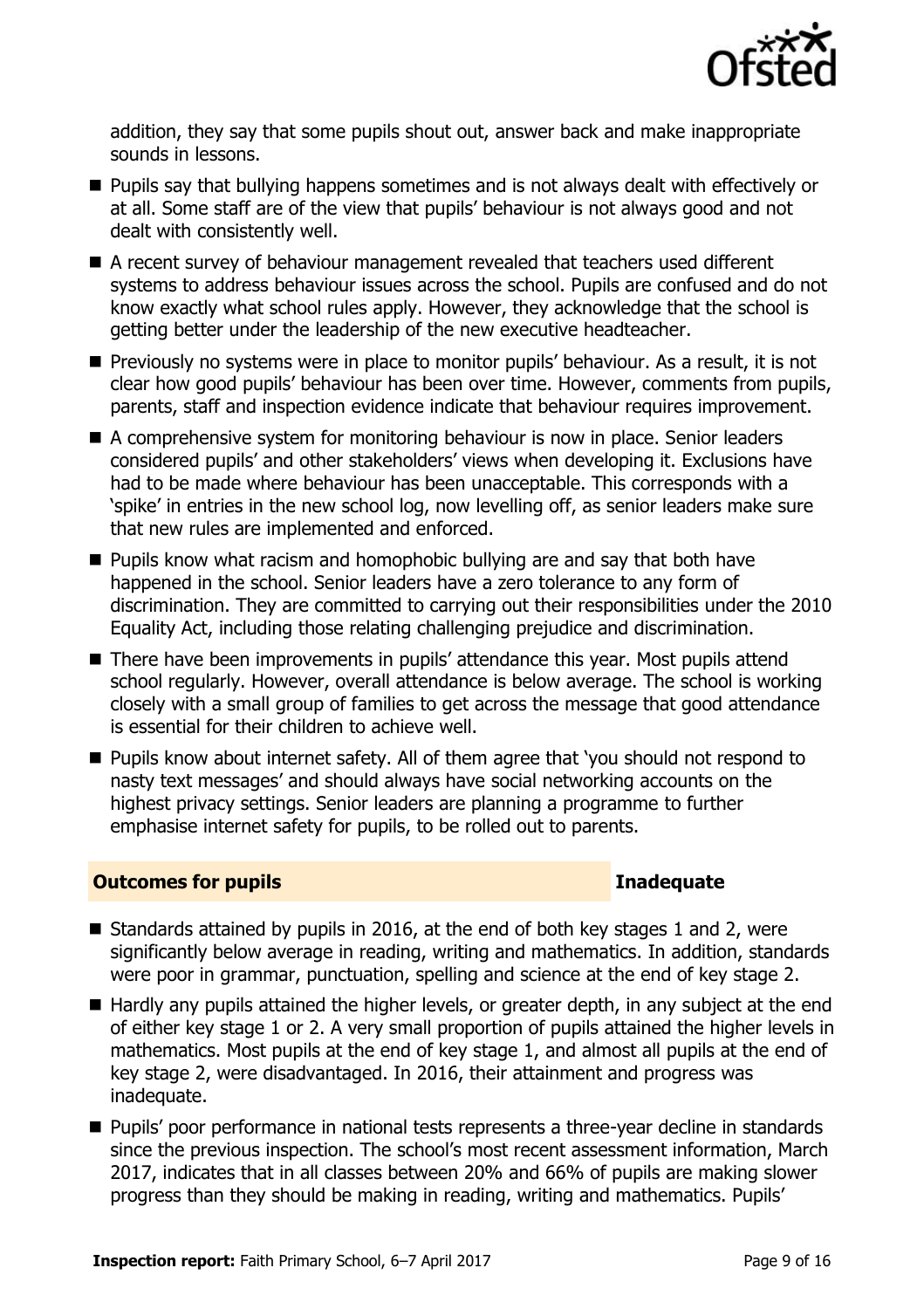addition, they say that some pupils shout out, answer back and make inappropriate sounds in lessons.

- Pupils say that bullying happens sometimes and is not always dealt with effectively or at all. Some staff are of the view that pupils' behaviour is not always good and not dealt with consistently well.
- A recent survey of behaviour management revealed that teachers used different systems to address behaviour issues across the school. Pupils are confused and do not know exactly what school rules apply. However, they acknowledge that the school is getting better under the leadership of the new executive headteacher.
- Previously no systems were in place to monitor pupils' behaviour. As a result, it is not clear how good pupils' behaviour has been over time. However, comments from pupils, parents, staff and inspection evidence indicate that behaviour requires improvement.
- A comprehensive system for monitoring behaviour is now in place. Senior leaders considered pupils' and other stakeholders' views when developing it. Exclusions have had to be made where behaviour has been unacceptable. This corresponds with a 'spike' in entries in the new school log, now levelling off, as senior leaders make sure that new rules are implemented and enforced.
- Pupils know what racism and homophobic bullying are and say that both have happened in the school. Senior leaders have a zero tolerance to any form of discrimination. They are committed to carrying out their responsibilities under the 2010 Equality Act, including those relating challenging prejudice and discrimination.
- There have been improvements in pupils' attendance this year. Most pupils attend school regularly. However, overall attendance is below average. The school is working closely with a small group of families to get across the message that good attendance is essential for their children to achieve well.
- Pupils know about internet safety. All of them agree that 'you should not respond to nasty text messages' and should always have social networking accounts on the highest privacy settings. Senior leaders are planning a programme to further emphasise internet safety for pupils, to be rolled out to parents.

## Outcomes for pupils — Inadequate

- Standards attained by pupils in 2016, at the end of both key stages 1 and 2, were significantly below average in reading, writing and mathematics. In addition, standards were poor in grammar, punctuation, spelling and science at the end of key stage 2.
- Hardly any pupils attained the higher levels, or greater depth, in any subject at the end of either key stage 1 or 2. A very small proportion of pupils attained the higher levels in mathematics. Most pupils at the end of key stage 1, and almost all pupils at the end of key stage 2, were disadvantaged. In 2016, their attainment and progress was inadequate.
- Pupils' poor performance in national tests represents a three-year decline in standards since the previous inspection. The school's most recent assessment information, March 2017, indicates that in all classes between 20% and 66% of pupils are making slower progress than they should be making in reading, writing and mathematics. Pupils'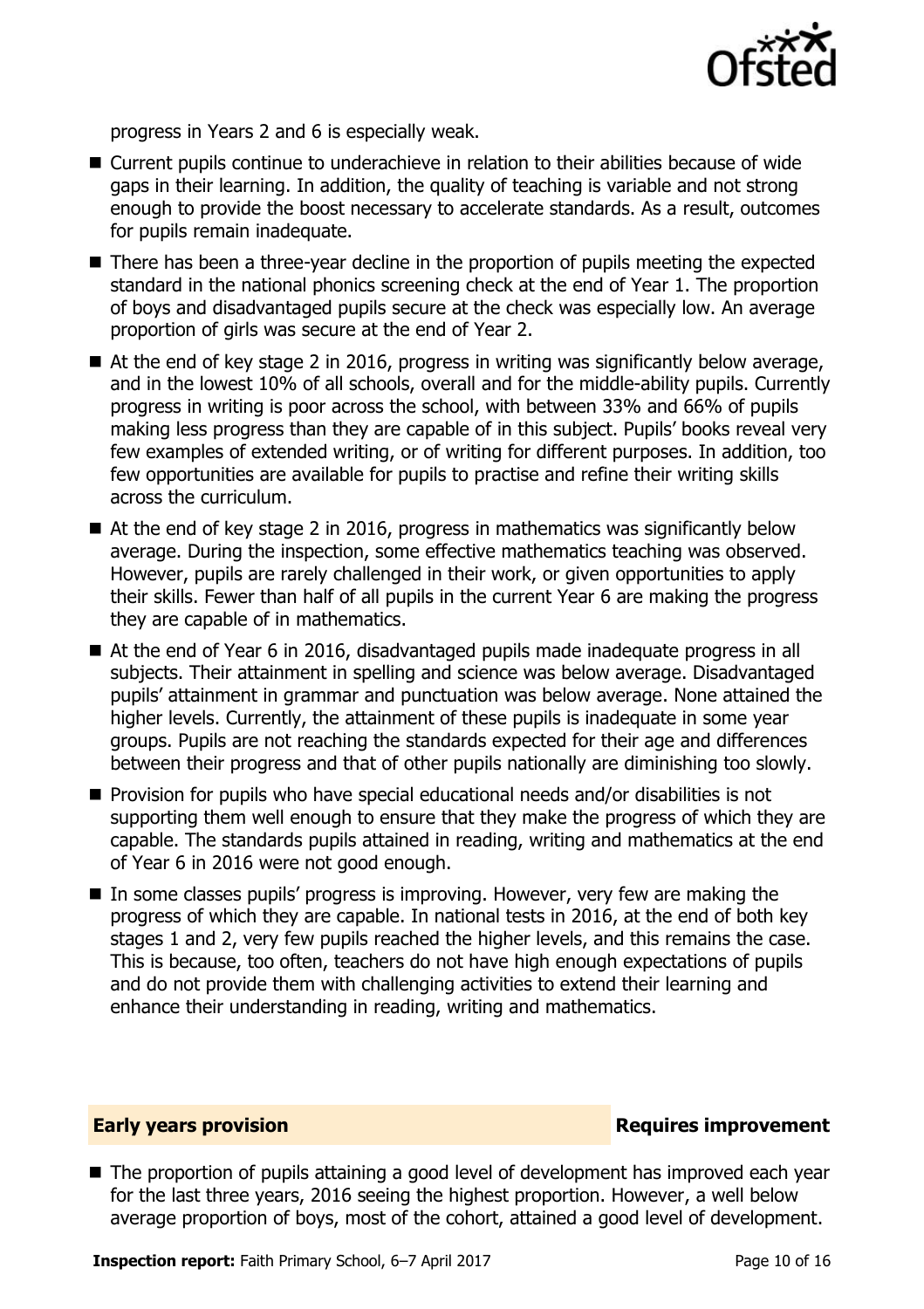progress in Years 2 and 6 is especially weak.

- Current pupils continue to underachieve in relation to their abilities because of wide gaps in their learning. In addition, the quality of teaching is variable and not strong enough to provide the boost necessary to accelerate standards. As a result, outcomes for pupils remain inadequate.
- There has been a three-year decline in the proportion of pupils meeting the expected standard in the national phonics screening check at the end of Year 1. The proportion of boys and disadvantaged pupils secure at the check was especially low. An average proportion of girls was secure at the end of Year 2.
- At the end of key stage 2 in 2016, progress in writing was significantly below average, and in the lowest 10% of all schools, overall and for the middle-ability pupils. Currently progress in writing is poor across the school, with between 33% and 66% of pupils making less progress than they are capable of in this subject. Pupils' books reveal very few examples of extended writing, or of writing for different purposes. In addition, too few opportunities are available for pupils to practise and refine their writing skills across the curriculum.
- At the end of key stage 2 in 2016, progress in mathematics was significantly below average. During the inspection, some effective mathematics teaching was observed. However, pupils are rarely challenged in their work, or given opportunities to apply their skills. Fewer than half of all pupils in the current Year 6 are making the progress they are capable of in mathematics.
- At the end of Year 6 in 2016, disadvantaged pupils made inadequate progress in all subjects. Their attainment in spelling and science was below average. Disadvantaged pupils' attainment in grammar and punctuation was below average. None attained the higher levels. Currently, the attainment of these pupils is inadequate in some year groups. Pupils are not reaching the standards expected for their age and differences between their progress and that of other pupils nationally are diminishing too slowly.
- Provision for pupils who have special educational needs and/or disabilities is not supporting them well enough to ensure that they make the progress of which they are capable. The standards pupils attained in reading, writing and mathematics at the end of Year 6 in 2016 were not good enough.
- In some classes pupils' progress is improving. However, very few are making the progress of which they are capable. In national tests in 2016, at the end of both key stages 1 and 2, very few pupils reached the higher levels, and this remains the case. This is because, too often, teachers do not have high enough expectations of pupils and do not provide them with challenging activities to extend their learning and enhance their understanding in reading, writing and mathematics.

## Early years provision — Requires improvement

- The proportion of pupils attaining a good level of development has improved each year for the last three years, 2016 seeing the highest proportion. However, a well below average proportion of boys, most of the cohort, attained a good level of development.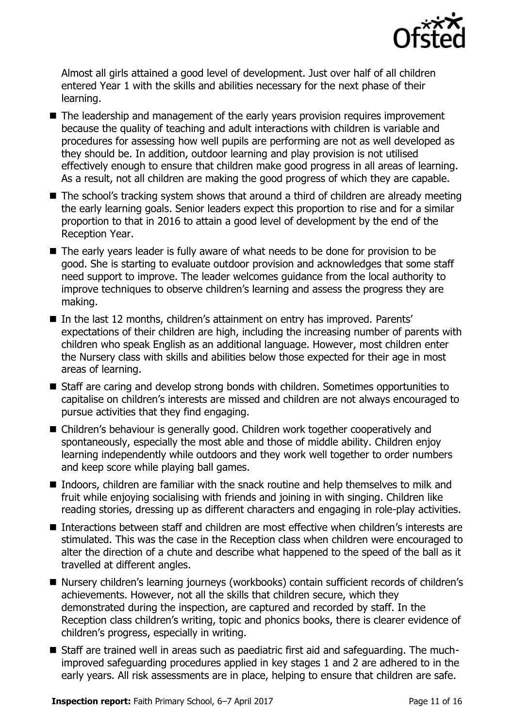Almost all girls attained a good level of development. Just over half of all children entered Year 1 with the skills and abilities necessary for the next phase of their learning.

- The leadership and management of the early years provision requires improvement because the quality of teaching and adult interactions with children is variable and procedures for assessing how well pupils are performing are not as well developed as they should be. In addition, outdoor learning and play provision is not utilised effectively enough to ensure that children make good progress in all areas of learning. As a result, not all children are making the good progress of which they are capable.
- The school's tracking system shows that around a third of children are already meeting the early learning goals. Senior leaders expect this proportion to rise and for a similar proportion to that in 2016 to attain a good level of development by the end of the Reception Year.
- The early years leader is fully aware of what needs to be done for provision to be good. She is starting to evaluate outdoor provision and acknowledges that some staff need support to improve. The leader welcomes guidance from the local authority to improve techniques to observe children's learning and assess the progress they are making.
- In the last 12 months, children's attainment on entry has improved. Parents' expectations of their children are high, including the increasing number of parents with children who speak English as an additional language. However, most children enter the Nursery class with skills and abilities below those expected for their age in most areas of learning.
- Staff are caring and develop strong bonds with children. Sometimes opportunities to capitalise on children's interests are missed and children are not always encouraged to pursue activities that they find engaging.
- Children's behaviour is generally good. Children work together cooperatively and spontaneously, especially the most able and those of middle ability. Children enjoy learning independently while outdoors and they work well together to order numbers and keep score while playing ball games.
- Indoors, children are familiar with the snack routine and help themselves to milk and fruit while enjoying socialising with friends and joining in with singing. Children like reading stories, dressing up as different characters and engaging in role-play activities.
- Interactions between staff and children are most effective when children's interests are stimulated. This was the case in the Reception class when children were encouraged to alter the direction of a chute and describe what happened to the speed of the ball as it travelled at different angles.
- Nursery children's learning journeys (workbooks) contain sufficient records of children's achievements. However, not all the skills that children secure, which they demonstrated during the inspection, are captured and recorded by staff. In the Reception class children's writing, topic and phonics books, there is clearer evidence of children's progress, especially in writing.
- Staff are trained well in areas such as paediatric first aid and safeguarding. The much-improved safeguarding procedures applied in key stages 1 and 2 are adhered to in the early years. All risk assessments are in place, helping to ensure that children are safe.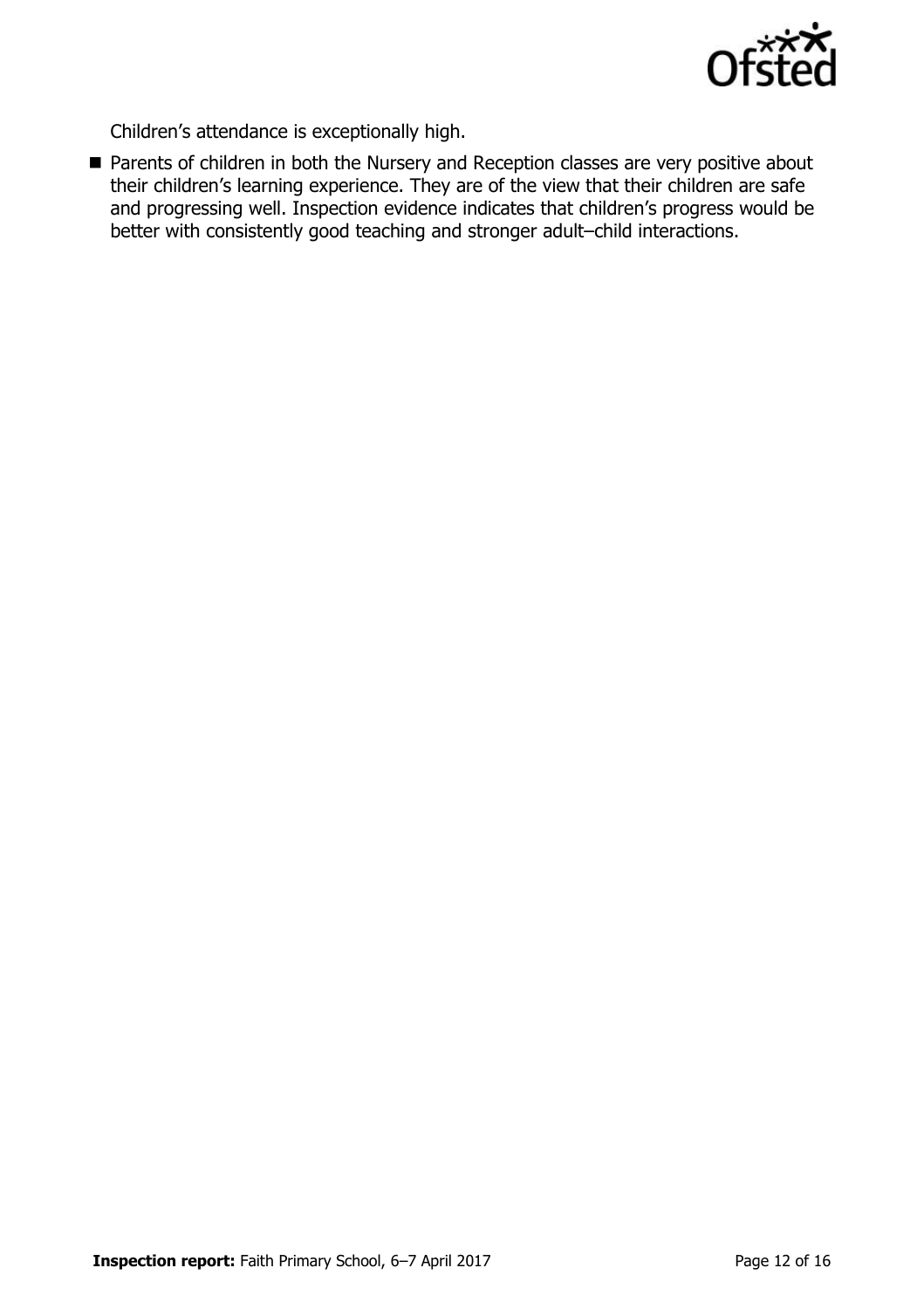Children's attendance is exceptionally high.

- Parents of children in both the Nursery and Reception classes are very positive about their children's learning experience. They are of the view that their children are safe and progressing well. Inspection evidence indicates that children's progress would be better with consistently good teaching and stronger adult–child interactions.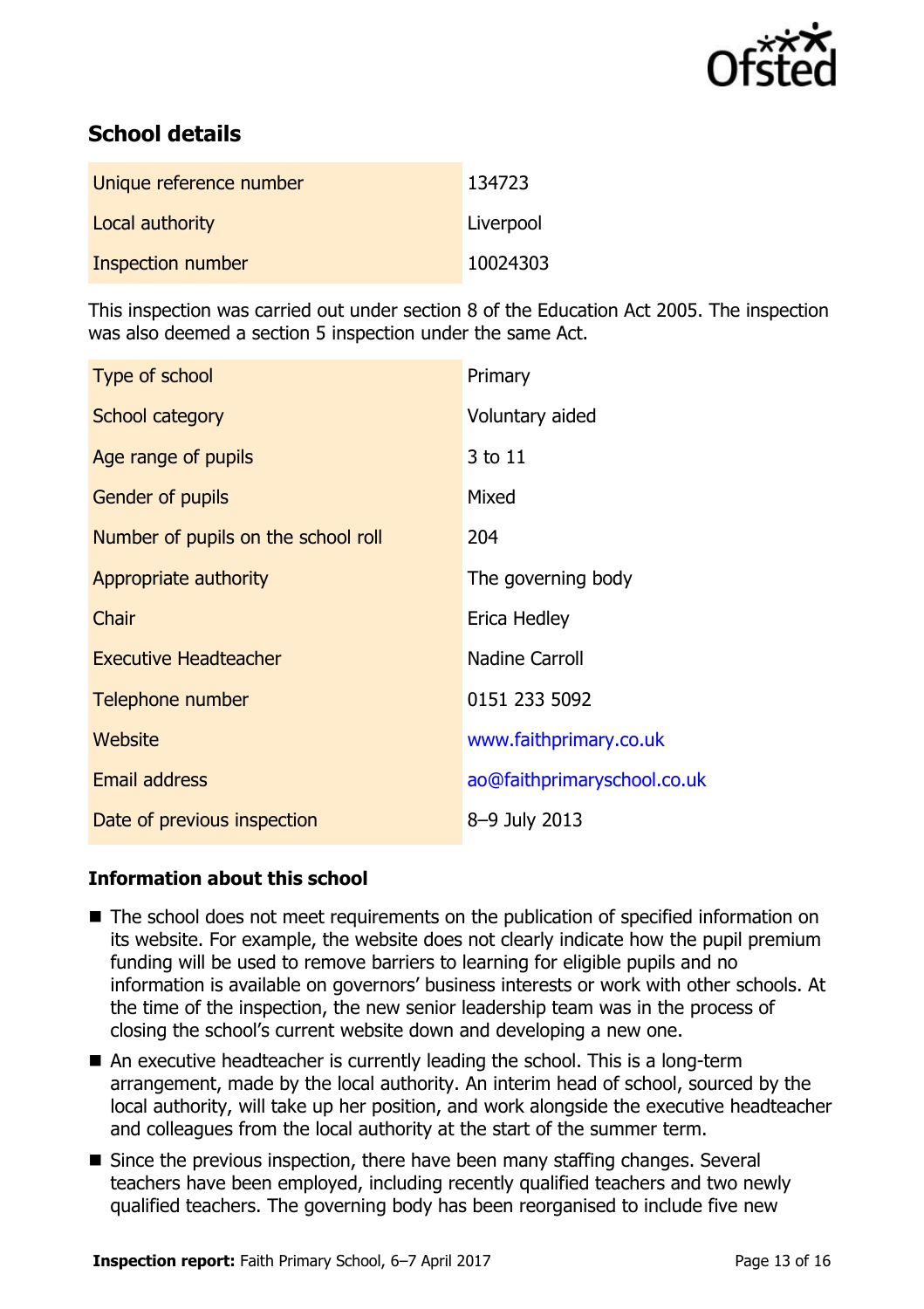## School details

| | |
|---|---|
| Unique reference number | 134723 |
| Local authority | Liverpool |
| Inspection number | 10024303 |

This inspection was carried out under section 8 of the Education Act 2005. The inspection was also deemed a section 5 inspection under the same Act.

| | |
|---|---|
| Type of school | Primary |
| School category | Voluntary aided |
| Age range of pupils | 3 to 11 |
| Gender of pupils | Mixed |
| Number of pupils on the school roll | 204 |
| Appropriate authority | The governing body |
| Chair | Erica Hedley |
| Executive Headteacher | Nadine Carroll |
| Telephone number | 0151 233 5092 |
| Website | www.faithprimary.co.uk |
| Email address | ao@faithprimaryschool.co.uk |
| Date of previous inspection | 8–9 July 2013 |

### Information about this school

- The school does not meet requirements on the publication of specified information on its website. For example, the website does not clearly indicate how the pupil premium funding will be used to remove barriers to learning for eligible pupils and no information is available on governors' business interests or work with other schools. At the time of the inspection, the new senior leadership team was in the process of closing the school's current website down and developing a new one.
- An executive headteacher is currently leading the school. This is a long-term arrangement, made by the local authority. An interim head of school, sourced by the local authority, will take up her position, and work alongside the executive headteacher and colleagues from the local authority at the start of the summer term.
- Since the previous inspection, there have been many staffing changes. Several teachers have been employed, including recently qualified teachers and two newly qualified teachers. The governing body has been reorganised to include five new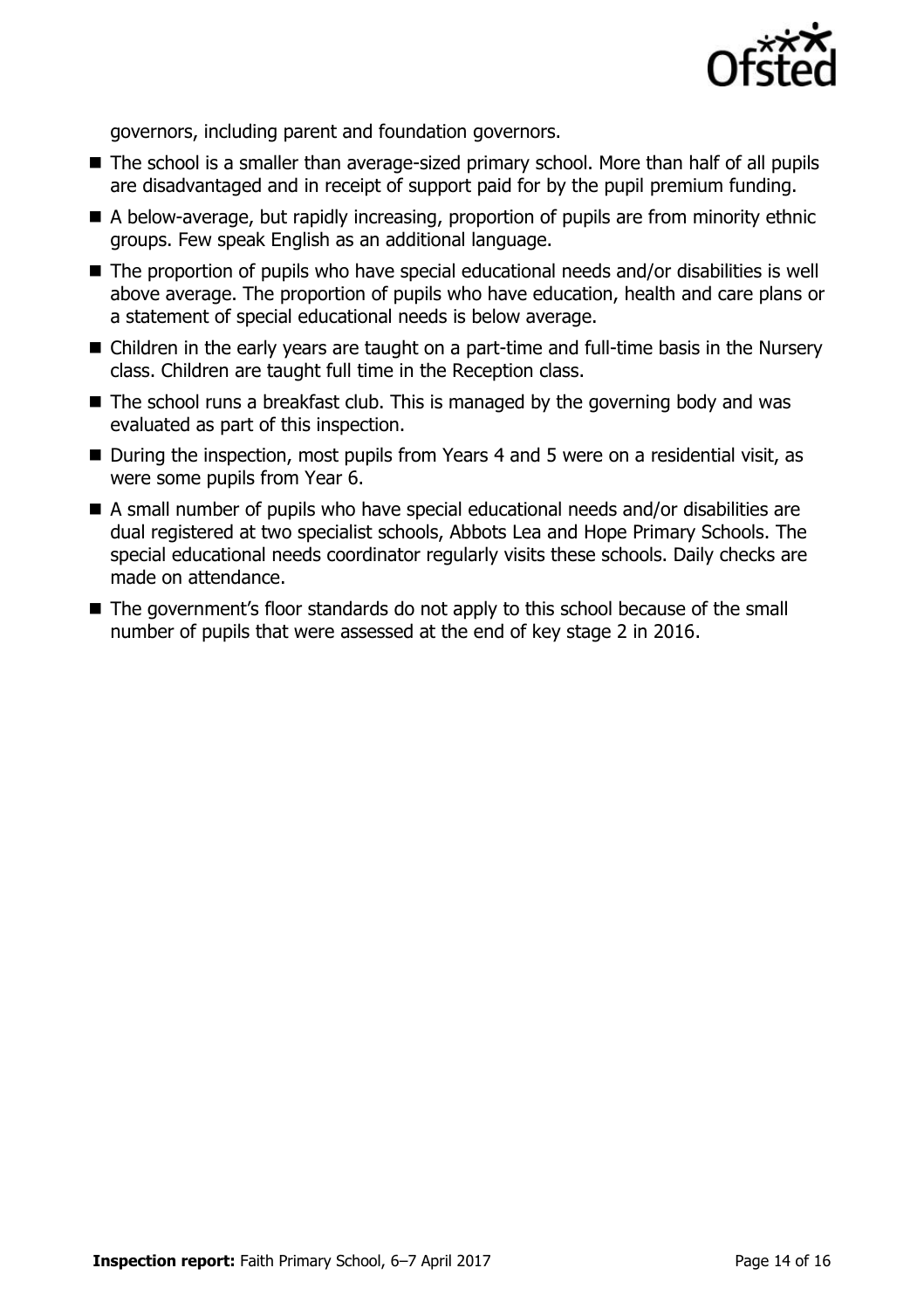governors, including parent and foundation governors.

- The school is a smaller than average-sized primary school. More than half of all pupils are disadvantaged and in receipt of support paid for by the pupil premium funding.
- A below-average, but rapidly increasing, proportion of pupils are from minority ethnic groups. Few speak English as an additional language.
- The proportion of pupils who have special educational needs and/or disabilities is well above average. The proportion of pupils who have education, health and care plans or a statement of special educational needs is below average.
- Children in the early years are taught on a part-time and full-time basis in the Nursery class. Children are taught full time in the Reception class.
- The school runs a breakfast club. This is managed by the governing body and was evaluated as part of this inspection.
- During the inspection, most pupils from Years 4 and 5 were on a residential visit, as were some pupils from Year 6.
- A small number of pupils who have special educational needs and/or disabilities are dual registered at two specialist schools, Abbots Lea and Hope Primary Schools. The special educational needs coordinator regularly visits these schools. Daily checks are made on attendance.
- The government's floor standards do not apply to this school because of the small number of pupils that were assessed at the end of key stage 2 in 2016.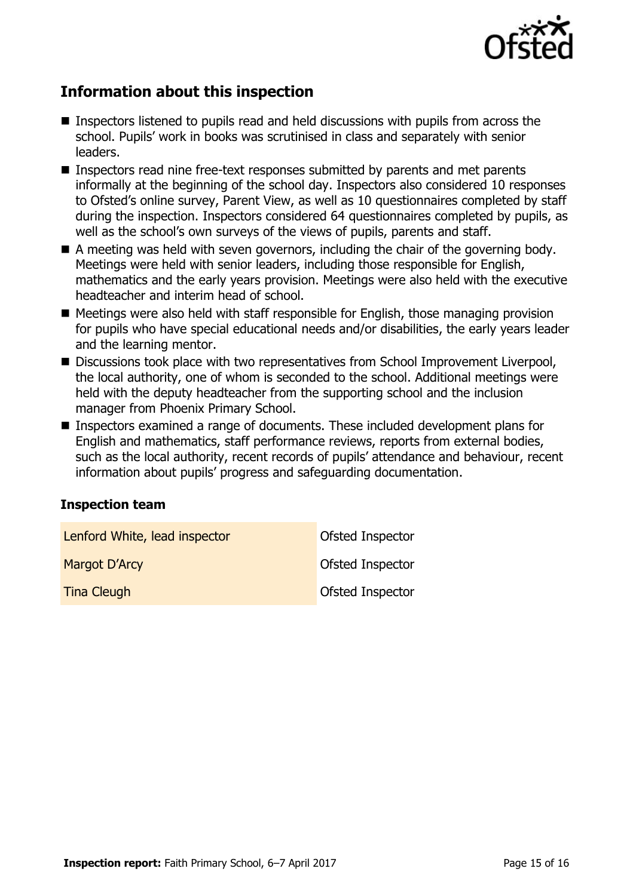## Information about this inspection

- Inspectors listened to pupils read and held discussions with pupils from across the school. Pupils' work in books was scrutinised in class and separately with senior leaders.
- Inspectors read nine free-text responses submitted by parents and met parents informally at the beginning of the school day. Inspectors also considered 10 responses to Ofsted's online survey, Parent View, as well as 10 questionnaires completed by staff during the inspection. Inspectors considered 64 questionnaires completed by pupils, as well as the school's own surveys of the views of pupils, parents and staff.
- A meeting was held with seven governors, including the chair of the governing body. Meetings were held with senior leaders, including those responsible for English, mathematics and the early years provision. Meetings were also held with the executive headteacher and interim head of school.
- Meetings were also held with staff responsible for English, those managing provision for pupils who have special educational needs and/or disabilities, the early years leader and the learning mentor.
- Discussions took place with two representatives from School Improvement Liverpool, the local authority, one of whom is seconded to the school. Additional meetings were held with the deputy headteacher from the supporting school and the inclusion manager from Phoenix Primary School.
- Inspectors examined a range of documents. These included development plans for English and mathematics, staff performance reviews, reports from external bodies, such as the local authority, recent records of pupils' attendance and behaviour, recent information about pupils' progress and safeguarding documentation.

### Inspection team

| | |
|---|---|
| Lenford White, lead inspector | Ofsted Inspector |
| Margot D'Arcy | Ofsted Inspector |
| Tina Cleugh | Ofsted Inspector |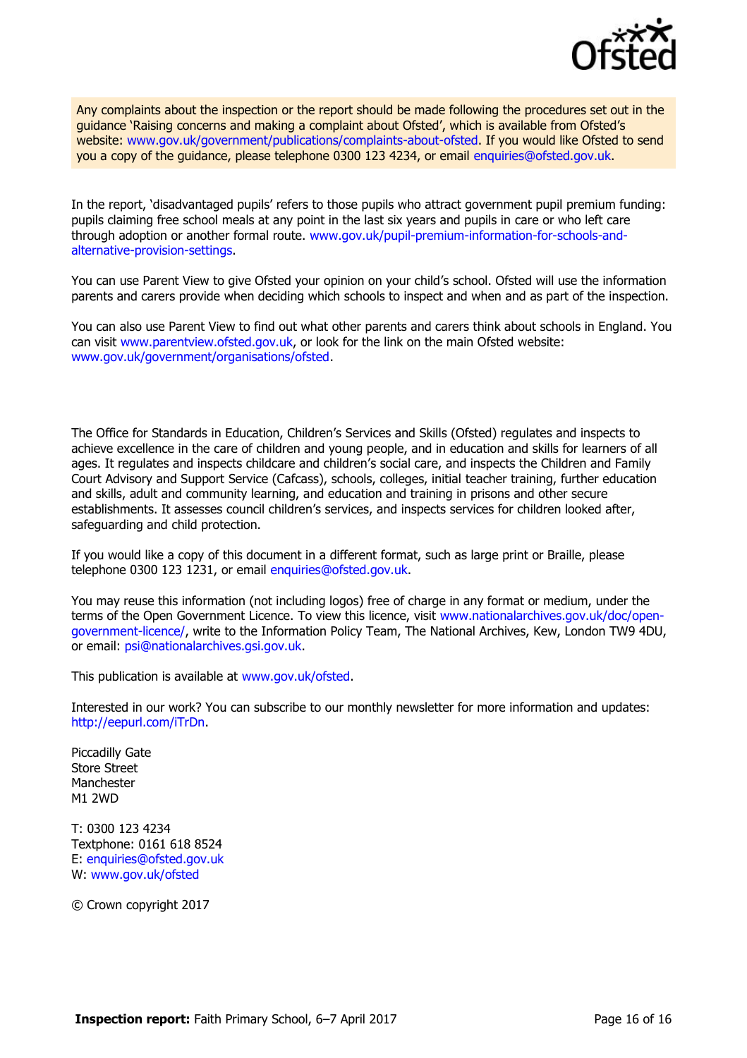Any complaints about the inspection or the report should be made following the procedures set out in the guidance 'Raising concerns and making a complaint about Ofsted', which is available from Ofsted's website: www.gov.uk/government/publications/complaints-about-ofsted. If you would like Ofsted to send you a copy of the guidance, please telephone 0300 123 4234, or email enquiries@ofsted.gov.uk.

In the report, 'disadvantaged pupils' refers to those pupils who attract government pupil premium funding: pupils claiming free school meals at any point in the last six years and pupils in care or who left care through adoption or another formal route. www.gov.uk/pupil-premium-information-for-schools-and-alternative-provision-settings.

You can use Parent View to give Ofsted your opinion on your child's school. Ofsted will use the information parents and carers provide when deciding which schools to inspect and when and as part of the inspection.

You can also use Parent View to find out what other parents and carers think about schools in England. You can visit www.parentview.ofsted.gov.uk, or look for the link on the main Ofsted website: www.gov.uk/government/organisations/ofsted.

The Office for Standards in Education, Children's Services and Skills (Ofsted) regulates and inspects to achieve excellence in the care of children and young people, and in education and skills for learners of all ages. It regulates and inspects childcare and children's social care, and inspects the Children and Family Court Advisory and Support Service (Cafcass), schools, colleges, initial teacher training, further education and skills, adult and community learning, and education and training in prisons and other secure establishments. It assesses council children's services, and inspects services for children looked after, safeguarding and child protection.

If you would like a copy of this document in a different format, such as large print or Braille, please telephone 0300 123 1231, or email enquiries@ofsted.gov.uk.

You may reuse this information (not including logos) free of charge in any format or medium, under the terms of the Open Government Licence. To view this licence, visit www.nationalarchives.gov.uk/doc/open-government-licence/, write to the Information Policy Team, The National Archives, Kew, London TW9 4DU, or email: psi@nationalarchives.gsi.gov.uk.

This publication is available at www.gov.uk/ofsted.

Interested in our work? You can subscribe to our monthly newsletter for more information and updates: http://eepurl.com/iTrDn.

Piccadilly Gate
Store Street
Manchester
M1 2WD

T: 0300 123 4234
Textphone: 0161 618 8524
E: enquiries@ofsted.gov.uk
W: www.gov.uk/ofsted

© Crown copyright 2017